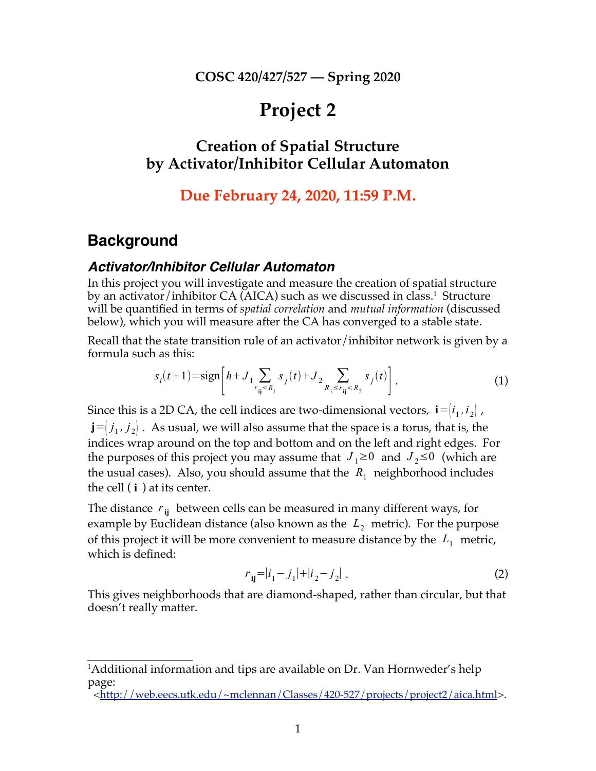**COSC 420/427/527 — Spring 2020**

# Project 2

## Creation of Spatial Structure by Activator/Inhibitor Cellular Automaton

**Due February 24, 2020, 11:59 P.M.**

## Background

### *Activator/Inhibitor Cellular Automaton*

In this project you will investigate and measure the creation of spatial structure by an activator/inhibitor CA (AICA) such as we discussed in class.[1] Structure will be quantified in terms of *spatial correlation* and *mutual information* (discussed below), which you will measure after the CA has converged to a stable state.

Recall that the state transition rule of an activator/inhibitor network is given by a formula such as this:

$$s_i(t+1) = \text{sign}\left[h + J_1 \sum_{r_{\mathbf{ij}} < R_1} s_j(t) + J_2 \sum_{R_1 \le r_{\mathbf{ij}} < R_2} s_j(t)\right]. \tag{1}$$

Since this is a 2D CA, the cell indices are two-dimensional vectors, $\mathbf{i} = (i_1, i_2)$, $\mathbf{j} = (j_1, j_2)$. As usual, we will also assume that the space is a torus, that is, the indices wrap around on the top and bottom and on the left and right edges. For the purposes of this project you may assume that $J_1 \ge 0$ and $J_2 \le 0$ (which are the usual cases). Also, you should assume that the $R_1$ neighborhood includes the cell ($\mathbf{i}$) at its center.

The distance $r_{\mathbf{ij}}$ between cells can be measured in many different ways, for example by Euclidean distance (also known as the $L_2$ metric). For the purpose of this project it will be more convenient to measure distance by the $L_1$ metric, which is defined:

$$r_{\mathbf{ij}} = |i_1 - j_1| + |i_2 - j_2|. \tag{2}$$

This gives neighborhoods that are diamond-shaped, rather than circular, but that doesn't really matter.

[1] Additional information and tips are available on Dr. Van Hornweder's help page: <http://web.eecs.utk.edu/~mclennan/Classes/420-527/projects/project2/aica.html>.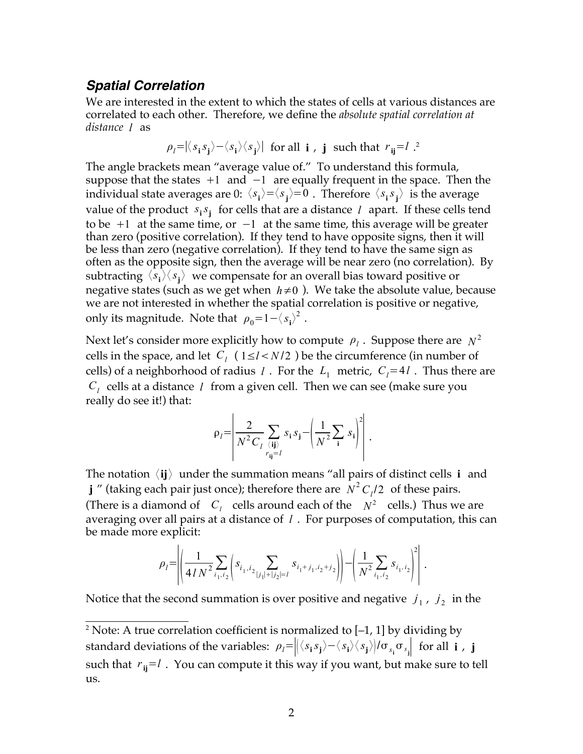### *Spatial Correlation*

We are interested in the extent to which the states of cells at various distances are correlated to each other. Therefore, we define the *absolute spatial correlation at distance* $l$ as

$$\rho_l = |\langle s_{\mathbf{i}} s_{\mathbf{j}} \rangle - \langle s_{\mathbf{i}} \rangle \langle s_{\mathbf{j}} \rangle| \text{ for all } \mathbf{i}, \mathbf{j} \text{ such that } r_{\mathbf{ij}} = l.[2]$$

The angle brackets mean "average value of." To understand this formula, suppose that the states $+1$ and $-1$ are equally frequent in the space. Then the individual state averages are 0: $\langle s_{\mathbf{i}} \rangle = \langle s_{\mathbf{j}} \rangle = 0$. Therefore $\langle s_{\mathbf{i}} s_{\mathbf{j}} \rangle$ is the average value of the product $s_{\mathbf{i}} s_{\mathbf{j}}$ for cells that are a distance $l$ apart. If these cells tend to be $+1$ at the same time, or $-1$ at the same time, this average will be greater than zero (positive correlation). If they tend to have opposite signs, then it will be less than zero (negative correlation). If they tend to have the same sign as often as the opposite sign, then the average will be near zero (no correlation). By subtracting $\langle s_{\mathbf{i}} \rangle \langle s_{\mathbf{j}} \rangle$ we compensate for an overall bias toward positive or negative states (such as we get when $h \neq 0$). We take the absolute value, because we are not interested in whether the spatial correlation is positive or negative, only its magnitude. Note that $\rho_0 = 1 - \langle s_{\mathbf{i}} \rangle^2$.

Next let's consider more explicitly how to compute $\rho_l$. Suppose there are $N^2$ cells in the space, and let $C_l$ ($1 \le l < N/2$) be the circumference (in number of cells) of a neighborhood of radius $l$. For the $L_1$ metric, $C_l = 4l$. Thus there are $C_l$ cells at a distance $l$ from a given cell. Then we can see (make sure you really do see it!) that:

$$\rho_l = \left| \frac{2}{N^2 C_l} \sum_{\substack{\langle \mathbf{ij} \rangle \\ r_{\mathbf{ij}} = l}} s_{\mathbf{i}} s_{\mathbf{j}} - \left( \frac{1}{N^2} \sum_{\mathbf{i}} s_{\mathbf{i}} \right)^2 \right|.$$

The notation $\langle \mathbf{ij} \rangle$ under the summation means "all pairs of distinct cells $\mathbf{i}$ and $\mathbf{j}$" (taking each pair just once); therefore there are $N^2 C_l / 2$ of these pairs. (There is a diamond of $C_l$ cells around each of the $N^2$ cells.) Thus we are averaging over all pairs at a distance of $l$. For purposes of computation, this can be made more explicit:

$$\rho_l = \left| \left( \frac{1}{4 l N^2} \sum_{i_1, i_2} \left( s_{i_1, i_2} \sum_{|j_1| + |j_2| = l} s_{i_1 + j_1, i_2 + j_2} \right) \right) - \left( \frac{1}{N^2} \sum_{i_1, i_2} s_{i_1, i_2} \right)^2 \right|.$$

Notice that the second summation is over positive and negative $j_1$, $j_2$ in the

---

[2] Note: A true correlation coefficient is normalized to [–1, 1] by dividing by standard deviations of the variables: $\rho_l = \left| \left( \langle s_{\mathbf{i}} s_{\mathbf{j}} \rangle - \langle s_{\mathbf{i}} \rangle \langle s_{\mathbf{j}} \rangle \right) / \sigma_{s_{\mathbf{i}}} \sigma_{s_{\mathbf{j}}} \right|$ for all $\mathbf{i}$, $\mathbf{j}$ such that $r_{\mathbf{ij}} = l$. You can compute it this way if you want, but make sure to tell us.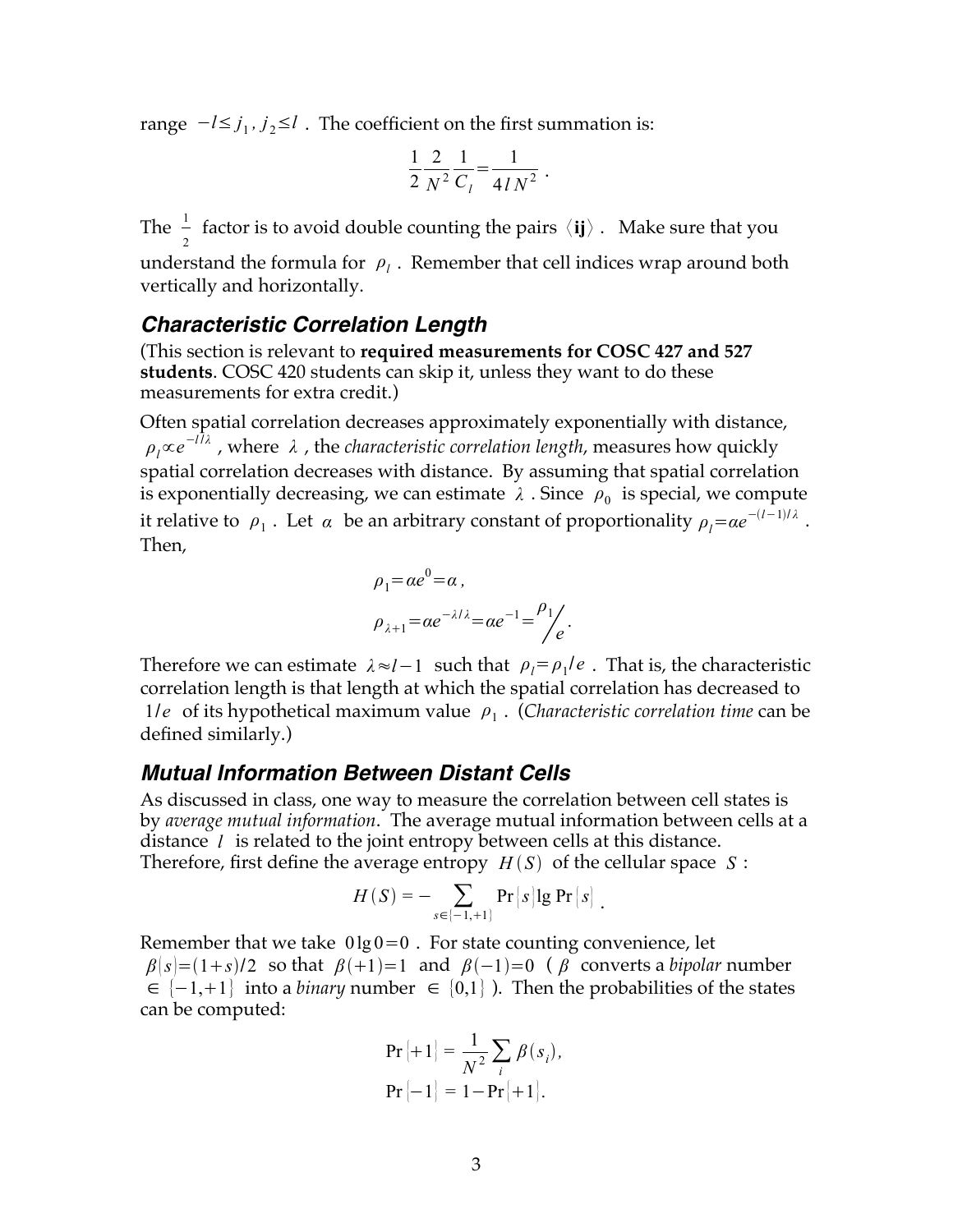range $-l \leq j_1, j_2 \leq l$. The coefficient on the first summation is:

$$\frac{1}{2}\frac{2}{N^2}\frac{1}{C_l} = \frac{1}{4lN^2}.$$

The $\frac{1}{2}$ factor is to avoid double counting the pairs $\langle \mathbf{ij} \rangle$. Make sure that you understand the formula for $\rho_l$. Remember that cell indices wrap around both vertically and horizontally.

## Characteristic Correlation Length

(This section is relevant to **required measurements for COSC 427 and 527 students**. COSC 420 students can skip it, unless they want to do these measurements for extra credit.)

Often spatial correlation decreases approximately exponentially with distance, $\rho_l \propto e^{-l/\lambda}$, where $\lambda$, the *characteristic correlation length*, measures how quickly spatial correlation decreases with distance. By assuming that spatial correlation is exponentially decreasing, we can estimate $\lambda$. Since $\rho_0$ is special, we compute it relative to $\rho_1$. Let $\alpha$ be an arbitrary constant of proportionality $\rho_l = \alpha e^{-(l-1)/\lambda}$. Then,

$$\rho_1 = \alpha e^0 = \alpha,$$

$$\rho_{\lambda+1} = \alpha e^{-\lambda/\lambda} = \alpha e^{-1} = \rho_1 / e.$$

Therefore we can estimate $\lambda \approx l-1$ such that $\rho_l = \rho_1/e$. That is, the characteristic correlation length is that length at which the spatial correlation has decreased to $1/e$ of its hypothetical maximum value $\rho_1$. (*Characteristic correlation time* can be defined similarly.)

## Mutual Information Between Distant Cells

As discussed in class, one way to measure the correlation between cell states is by *average mutual information*. The average mutual information between cells at a distance $l$ is related to the joint entropy between cells at this distance. Therefore, first define the average entropy $H(S)$ of the cellular space $S$:

$$H(S) = -\sum_{s \in \{-1,+1\}} \Pr\{s\} \lg \Pr\{s\}.$$

Remember that we take $0 \lg 0 = 0$. For state counting convenience, let $\beta(s) = (1+s)/2$ so that $\beta(+1)=1$ and $\beta(-1)=0$ ($\beta$ converts a *bipolar* number $\in \{-1,+1\}$ into a *binary* number $\in \{0,1\}$). Then the probabilities of the states can be computed:

$$\Pr\{+1\} = \frac{1}{N^2}\sum_i \beta(s_i),$$

$$\Pr\{-1\} = 1 - \Pr\{+1\}.$$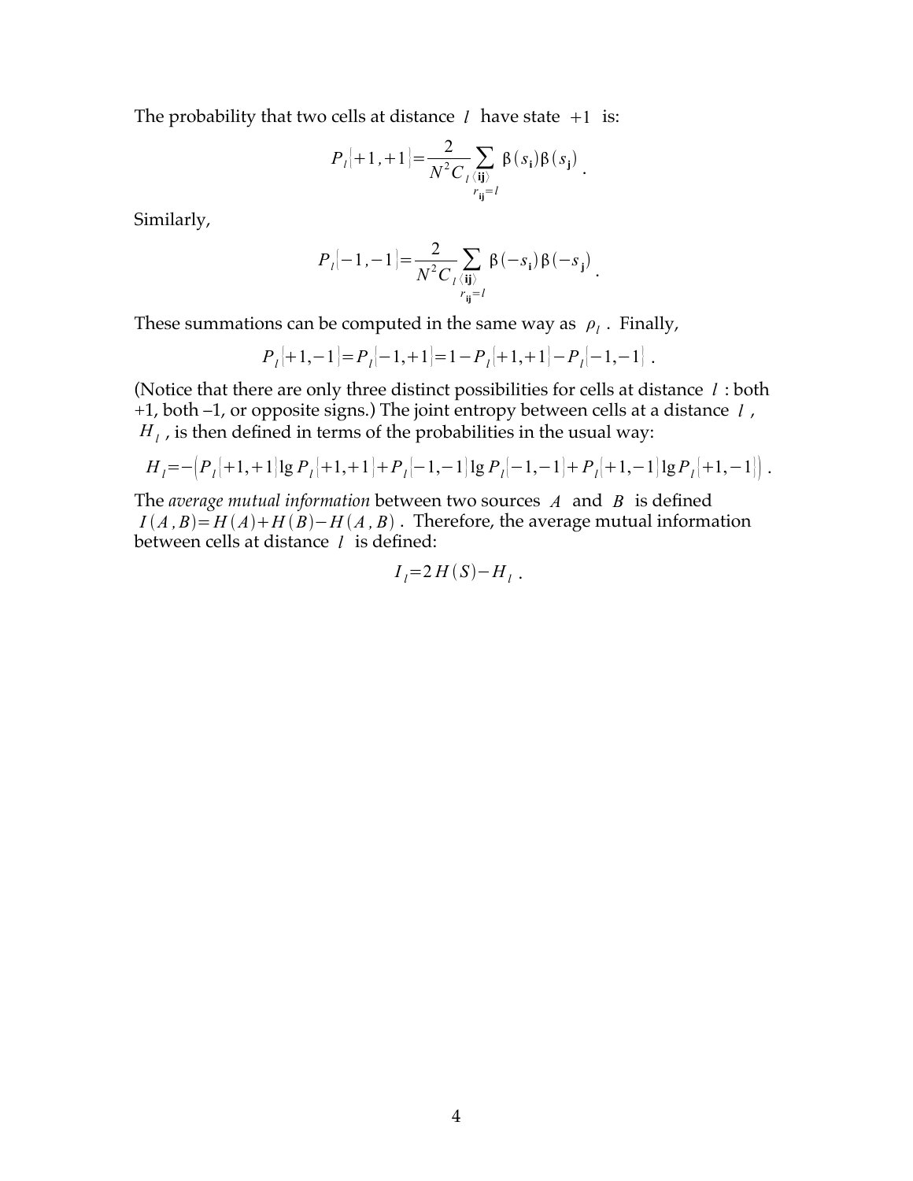The probability that two cells at distance $l$ have state $+1$ is:

$$P_l\{+1,+1\}=\frac{2}{N^2 C_l}\sum_{\substack{\langle \mathbf{ij}\rangle \\ r_{\mathbf{ij}}=l}} \beta(s_{\mathbf{i}})\beta(s_{\mathbf{j}}) \ .$$

Similarly,

$$P_l\{-1,-1\}=\frac{2}{N^2 C_l}\sum_{\substack{\langle \mathbf{ij}\rangle \\ r_{\mathbf{ij}}=l}} \beta(-s_{\mathbf{i}})\beta(-s_{\mathbf{j}}) \ .$$

These summations can be computed in the same way as $\rho_l$. Finally,

$$P_l\{+1,-1\}=P_l\{-1,+1\}=1-P_l\{+1,+1\}-P_l\{-1,-1\} \ .$$

(Notice that there are only three distinct possibilities for cells at distance $l$: both +1, both –1, or opposite signs.) The joint entropy between cells at a distance $l$, $H_l$, is then defined in terms of the probabilities in the usual way:

$$H_l=-\left(P_l\{+1,+1\}\lg P_l\{+1,+1\}+P_l\{-1,-1\}\lg P_l\{-1,-1\}+P_l\{+1,-1\}\lg P_l\{+1,-1\}\right) \ .$$

The *average mutual information* between two sources $A$ and $B$ is defined $I(A,B)=H(A)+H(B)-H(A,B)$. Therefore, the average mutual information between cells at distance $l$ is defined:

$$I_l=2H(S)-H_l \ .$$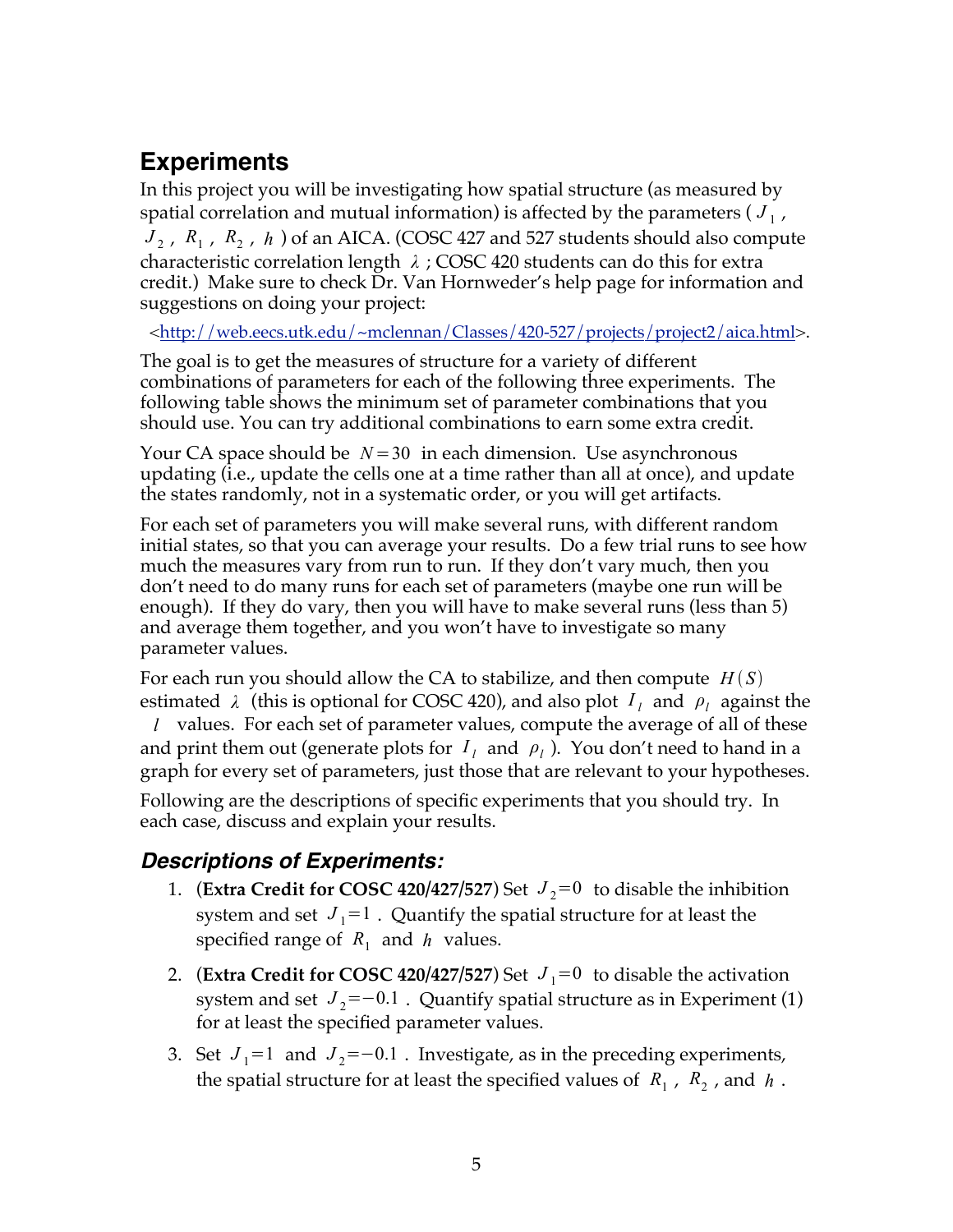## Experiments

In this project you will be investigating how spatial structure (as measured by spatial correlation and mutual information) is affected by the parameters ( $J_1$ , $J_2$ , $R_1$ , $R_2$ , $h$ ) of an AICA. (COSC 427 and 527 students should also compute characteristic correlation length $\lambda$ ; COSC 420 students can do this for extra credit.) Make sure to check Dr. Van Hornweder's help page for information and suggestions on doing your project:

<http://web.eecs.utk.edu/~mclennan/Classes/420-527/projects/project2/aica.html>.

The goal is to get the measures of structure for a variety of different combinations of parameters for each of the following three experiments. The following table shows the minimum set of parameter combinations that you should use. You can try additional combinations to earn some extra credit.

Your CA space should be $N=30$ in each dimension. Use asynchronous updating (i.e., update the cells one at a time rather than all at once), and update the states randomly, not in a systematic order, or you will get artifacts.

For each set of parameters you will make several runs, with different random initial states, so that you can average your results. Do a few trial runs to see how much the measures vary from run to run. If they don't vary much, then you don't need to do many runs for each set of parameters (maybe one run will be enough). If they do vary, then you will have to make several runs (less than 5) and average them together, and you won't have to investigate so many parameter values.

For each run you should allow the CA to stabilize, and then compute $H(S)$ estimated $\lambda$ (this is optional for COSC 420), and also plot $I_l$ and $\rho_l$ against the $l$ values. For each set of parameter values, compute the average of all of these and print them out (generate plots for $I_l$ and $\rho_l$ ). You don't need to hand in a graph for every set of parameters, just those that are relevant to your hypotheses.

Following are the descriptions of specific experiments that you should try. In each case, discuss and explain your results.

### *Descriptions of Experiments:*

1. (**Extra Credit for COSC 420/427/527**) Set $J_2=0$ to disable the inhibition system and set $J_1=1$ . Quantify the spatial structure for at least the specified range of $R_1$ and $h$ values.
2. (**Extra Credit for COSC 420/427/527**) Set $J_1=0$ to disable the activation system and set $J_2=-0.1$ . Quantify spatial structure as in Experiment (1) for at least the specified parameter values.
3. Set $J_1=1$ and $J_2=-0.1$ . Investigate, as in the preceding experiments, the spatial structure for at least the specified values of $R_1$ , $R_2$ , and $h$ .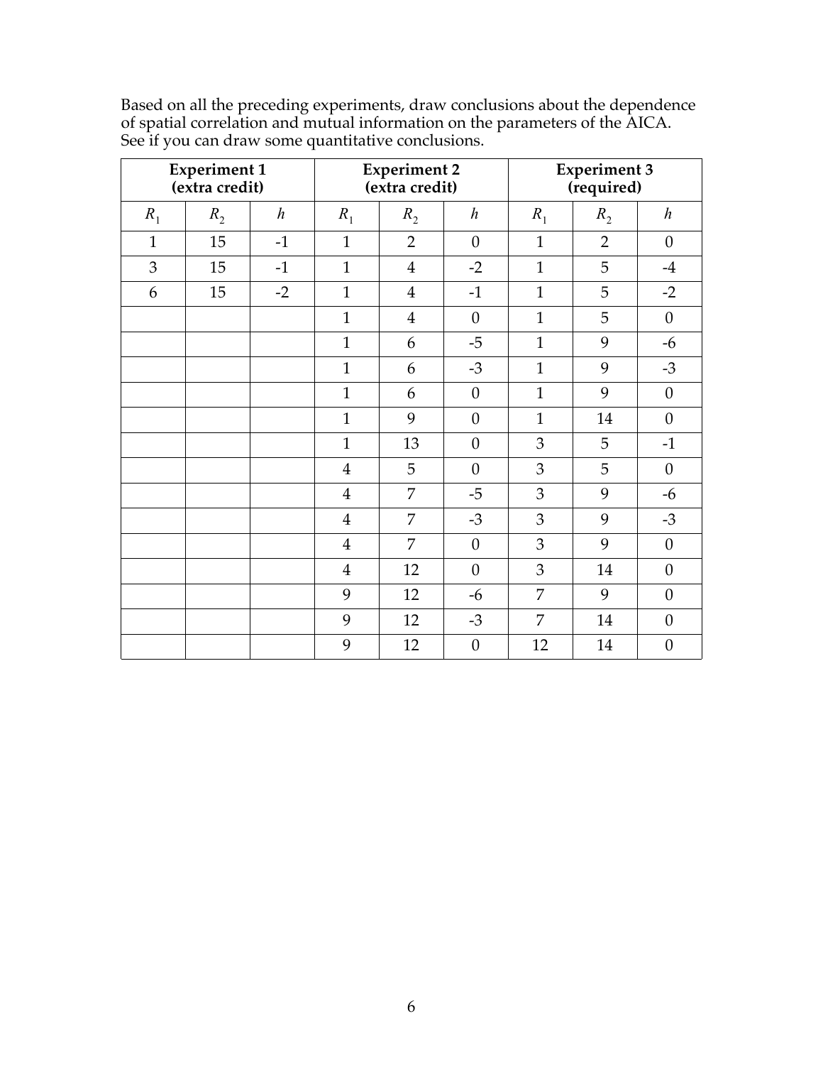Based on all the preceding experiments, draw conclusions about the dependence of spatial correlation and mutual information on the parameters of the AICA. See if you can draw some quantitative conclusions.

| Experiment 1 (extra credit) | | | Experiment 2 (extra credit) | | | Experiment 3 (required) | | |
|---|---|---|---|---|---|---|---|---|
| $R_1$ | $R_2$ | $h$ | $R_1$ | $R_2$ | $h$ | $R_1$ | $R_2$ | $h$ |
| 1 | 15 | -1 | 1 | 2 | 0 | 1 | 2 | 0 |
| 3 | 15 | -1 | 1 | 4 | -2 | 1 | 5 | -4 |
| 6 | 15 | -2 | 1 | 4 | -1 | 1 | 5 | -2 |
| | | | 1 | 4 | 0 | 1 | 5 | 0 |
| | | | 1 | 6 | -5 | 1 | 9 | -6 |
| | | | 1 | 6 | -3 | 1 | 9 | -3 |
| | | | 1 | 6 | 0 | 1 | 9 | 0 |
| | | | 1 | 9 | 0 | 1 | 14 | 0 |
| | | | 1 | 13 | 0 | 3 | 5 | -1 |
| | | | 4 | 5 | 0 | 3 | 5 | 0 |
| | | | 4 | 7 | -5 | 3 | 9 | -6 |
| | | | 4 | 7 | -3 | 3 | 9 | -3 |
| | | | 4 | 7 | 0 | 3 | 9 | 0 |
| | | | 4 | 12 | 0 | 3 | 14 | 0 |
| | | | 9 | 12 | -6 | 7 | 9 | 0 |
| | | | 9 | 12 | -3 | 7 | 14 | 0 |
| | | | 9 | 12 | 0 | 12 | 14 | 0 |